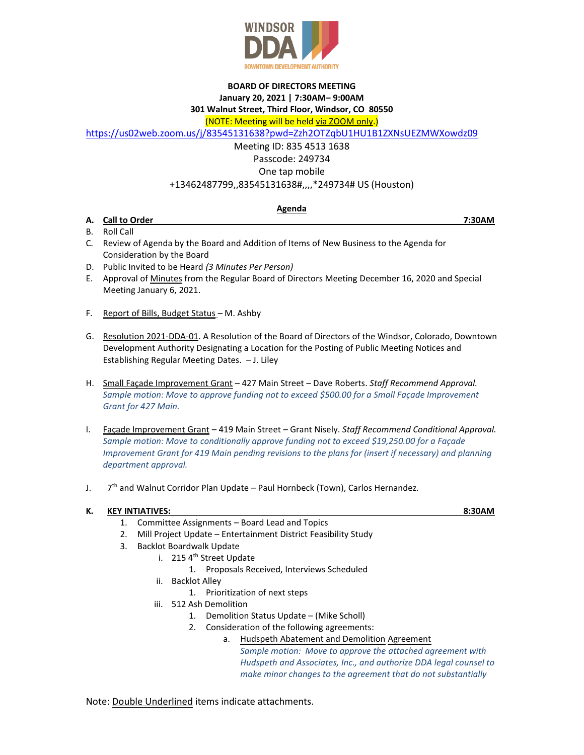WINDSOR DDA
DOWNTOWN DEVELOPMENT AUTHORITY

**BOARD OF DIRECTORS MEETING**
**January 20, 2021 | 7:30AM– 9:00AM**
**301 Walnut Street, Third Floor, Windsor, CO 80550**
(NOTE: Meeting will be held via ZOOM only.)

https://us02web.zoom.us/j/83545131638?pwd=Zzh2OTZqbU1HU1B1ZXNsUEZMWXowdz09

Meeting ID: 835 4513 1638
Passcode: 249734
One tap mobile
+13462487799,,83545131638#,,,,*249734# US (Houston)

## Agenda

A. **Call to Order** **7:30AM**

B. Roll Call

C. Review of Agenda by the Board and Addition of Items of New Business to the Agenda for Consideration by the Board

D. Public Invited to be Heard *(3 Minutes Per Person)*

E. Approval of Minutes from the Regular Board of Directors Meeting December 16, 2020 and Special Meeting January 6, 2021.

F. Report of Bills, Budget Status – M. Ashby

G. Resolution 2021-DDA-01. A Resolution of the Board of Directors of the Windsor, Colorado, Downtown Development Authority Designating a Location for the Posting of Public Meeting Notices and Establishing Regular Meeting Dates. – J. Liley

H. Small Façade Improvement Grant – 427 Main Street – Dave Roberts. *Staff Recommend Approval.*
*Sample motion: Move to approve funding not to exceed $500.00 for a Small Façade Improvement Grant for 427 Main.*

I. Façade Improvement Grant – 419 Main Street – Grant Nisely. *Staff Recommend Conditional Approval.*
*Sample motion: Move to conditionally approve funding not to exceed $19,250.00 for a Façade Improvement Grant for 419 Main pending revisions to the plans for (insert if necessary) and planning department approval.*

J. 7th and Walnut Corridor Plan Update – Paul Hornbeck (Town), Carlos Hernandez.

K. **KEY INTIATIVES:** **8:30AM**

1. Committee Assignments – Board Lead and Topics
2. Mill Project Update – Entertainment District Feasibility Study
3. Backlot Boardwalk Update
   i. 215 4th Street Update
      1. Proposals Received, Interviews Scheduled
   ii. Backlot Alley
      1. Prioritization of next steps
   iii. 512 Ash Demolition
      1. Demolition Status Update – (Mike Scholl)
      2. Consideration of the following agreements:
         a. Hudspeth Abatement and Demolition Agreement
         *Sample motion: Move to approve the attached agreement with Hudspeth and Associates, Inc., and authorize DDA legal counsel to make minor changes to the agreement that do not substantially*

Note: Double Underlined items indicate attachments.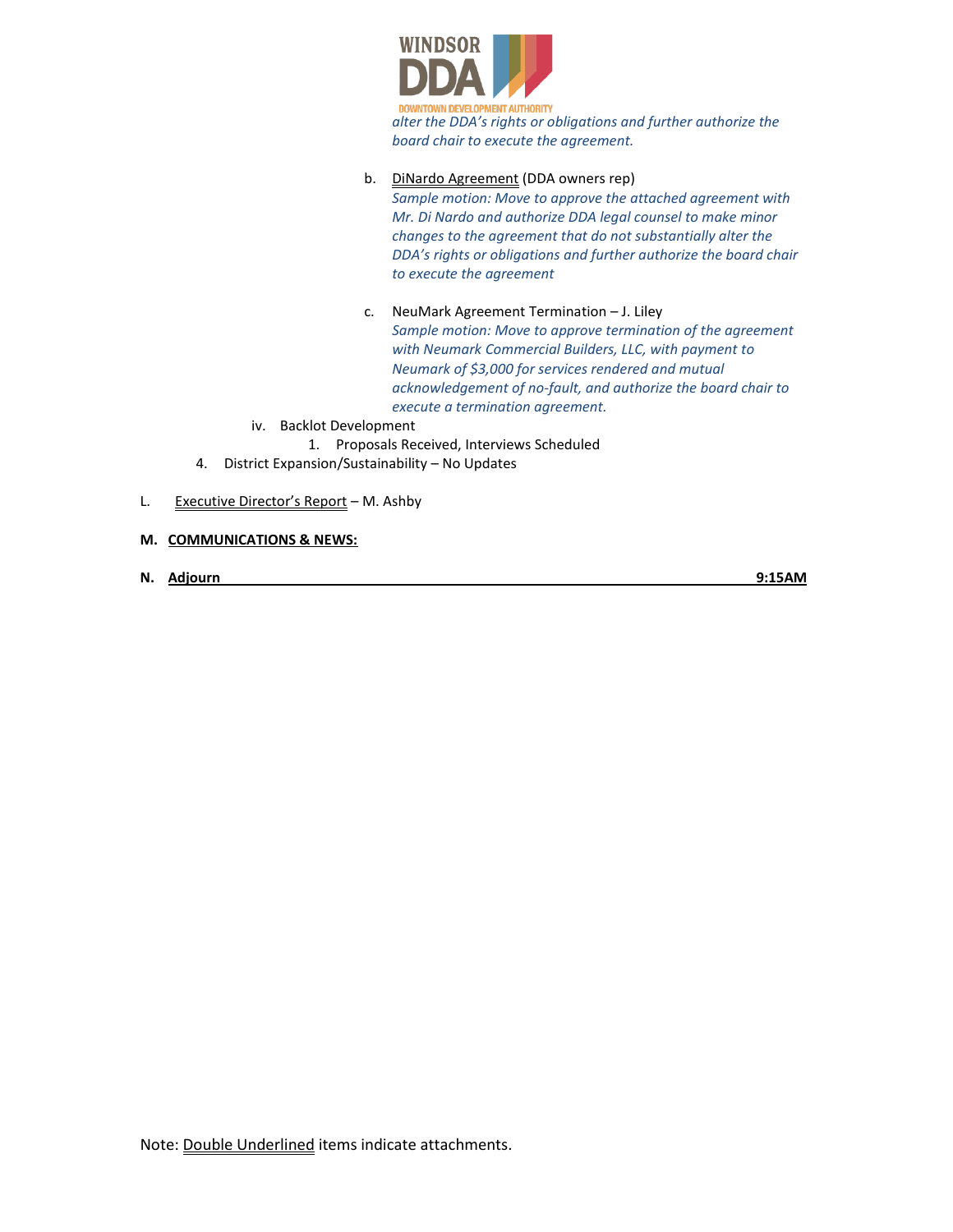*alter the DDA's rights or obligations and further authorize the board chair to execute the agreement.*

b. DiNardo Agreement (DDA owners rep)
*Sample motion: Move to approve the attached agreement with Mr. Di Nardo and authorize DDA legal counsel to make minor changes to the agreement that do not substantially alter the DDA's rights or obligations and further authorize the board chair to execute the agreement*

c. NeuMark Agreement Termination – J. Liley
*Sample motion: Move to approve termination of the agreement with Neumark Commercial Builders, LLC, with payment to Neumark of $3,000 for services rendered and mutual acknowledgement of no-fault, and authorize the board chair to execute a termination agreement.*

iv. Backlot Development
1. Proposals Received, Interviews Scheduled

4. District Expansion/Sustainability – No Updates

L. Executive Director's Report – M. Ashby

**M. COMMUNICATIONS & NEWS:**

**N. Adjourn 9:15AM**

Note: Double Underlined items indicate attachments.